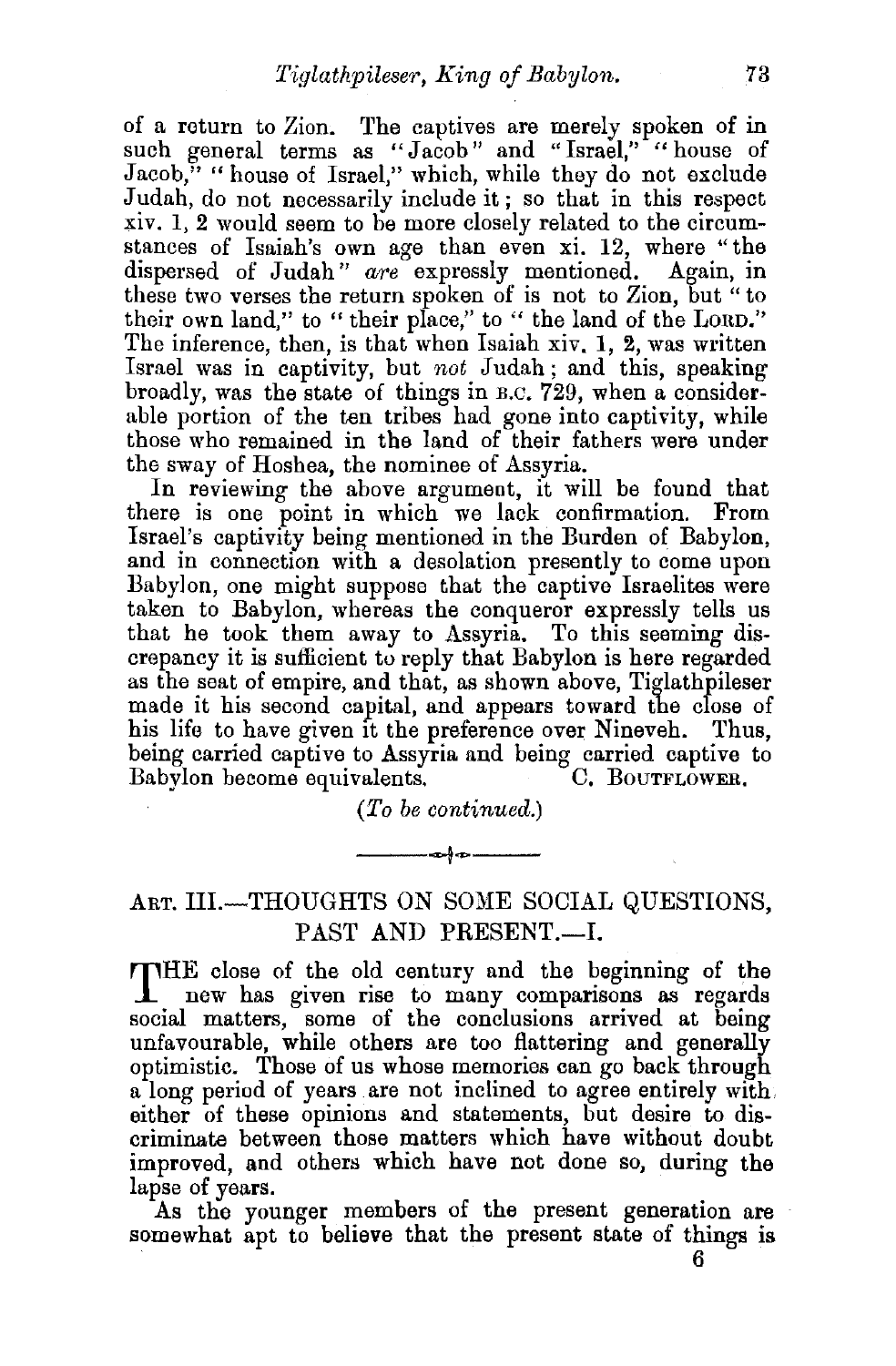of a return to Zion. The captives are merely spoken of in such general terms as "Jacob" and "Israel," "house of Jacob," "house of Israel," which, while they do not exclude Judah, do not necessarily include it; so that in this respect xiv. 1, 2 would seem to be more closely related to the circumstances of Isaiah's own age than even xi. 12, where "the dispersed of Judah" *are* expressly mentioned. Again, in these two verses the return spoken of is not to Zion, but "to their own land," to "their place," to "the land of the LORD." The inference, then, is that when Isaiah xiv. 1, 2, was written Israel was in captivity, but *not* Judah; and this, speaking broadly, was the state of things in B.C. 729, when a considerable portion of the ten tribes had gone into captivity, while those who remained in the land of their fathers were under the sway of Hoshea, the nominee of Assyria.

In reviewing the above argument, it will be found that there is one point in which we lack confirmation. From Israel's captivity being mentioned in the Burden of Babylon, and in connection with a desolation presently to come upon Babylon, one might suppose that the captive Israelites were taken to Babylon, whereas the conqueror expressly tells us that he took them away to Assyria. To this seeming discrepancy it is sufficient to reply that Babylon is here regarded as the seat of empire, and that, as shown above, Tiglathpileser made it his second capital, and appears toward the close of his life to have given it the preference over Nineveh. Thus, being carried captive to Assyria and being carried captive to Babylon become equivalents.

C. BOUTFLOWER.

*(To be continued.)*

---

## ART. III.—THOUGHTS ON SOME SOCIAL QUESTIONS, PAST AND PRESENT.—I.

THE close of the old century and the beginning of the new has given rise to many comparisons as regards social matters, some of the conclusions arrived at being unfavourable, while others are too flattering and generally optimistic. Those of us whose memories can go back through a long period of years are not inclined to agree entirely with either of these opinions and statements, but desire to discriminate between those matters which have without doubt improved, and others which have not done so, during the lapse of years.

As the younger members of the present generation are somewhat apt to believe that the present state of things is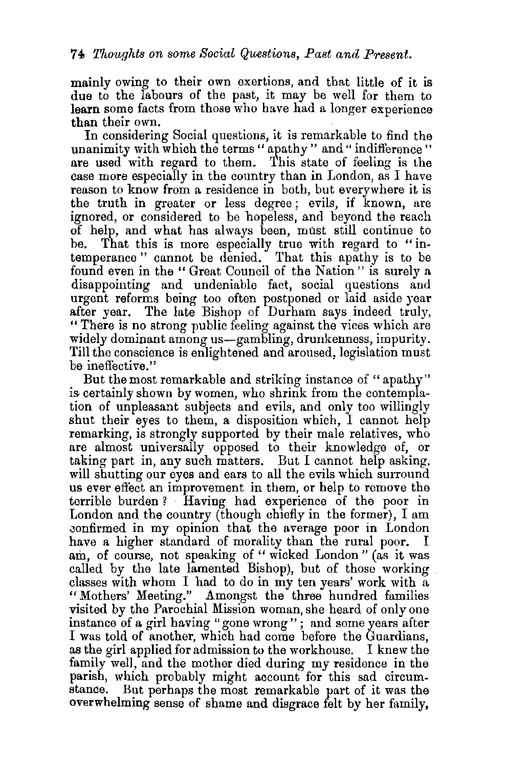mainly owing to their own exertions, and that little of it is due to the labours of the past, it may be well for them to learn some facts from those who have had a longer experience than their own.

In considering Social questions, it is remarkable to find the unanimity with which the terms "apathy" and "indifference" are used with regard to them. This state of feeling is the case more especially in the country than in London, as I have reason to know from a residence in both, but everywhere it is the truth in greater or less degree; evils, if known, are ignored, or considered to be hopeless, and beyond the reach of help, and what has always been, must still continue to be. That this is more especially true with regard to "intemperance" cannot be denied. That this apathy is to be found even in the "Great Council of the Nation" is surely a disappointing and undeniable fact, social questions and urgent reforms being too often postponed or laid aside year after year. The late Bishop of Durham says indeed truly, "There is no strong public feeling against the vices which are widely dominant among us—gambling, drunkenness, impurity. Till the conscience is enlightened and aroused, legislation must be ineffective."

But the most remarkable and striking instance of "apathy" is certainly shown by women, who shrink from the contemplation of unpleasant subjects and evils, and only too willingly shut their eyes to them, a disposition which, I cannot help remarking, is strongly supported by their male relatives, who are almost universally opposed to their knowledge of, or taking part in, any such matters. But I cannot help asking, will shutting our eyes and ears to all the evils which surround us ever effect an improvement in them, or help to remove the terrible burden? Having had experience of the poor in London and the country (though chiefly in the former), I am confirmed in my opinion that the average poor in London have a higher standard of morality than the rural poor. I am, of course, not speaking of "wicked London" (as it was called by the late lamented Bishop), but of those working classes with whom I had to do in my ten years' work with a "Mothers' Meeting." Amongst the three hundred families visited by the Parochial Mission woman, she heard of only one instance of a girl having "gone wrong"; and some years after I was told of another, which had come before the Guardians, as the girl applied for admission to the workhouse. I knew the family well, and the mother died during my residence in the parish, which probably might account for this sad circumstance. But perhaps the most remarkable part of it was the overwhelming sense of shame and disgrace felt by her family,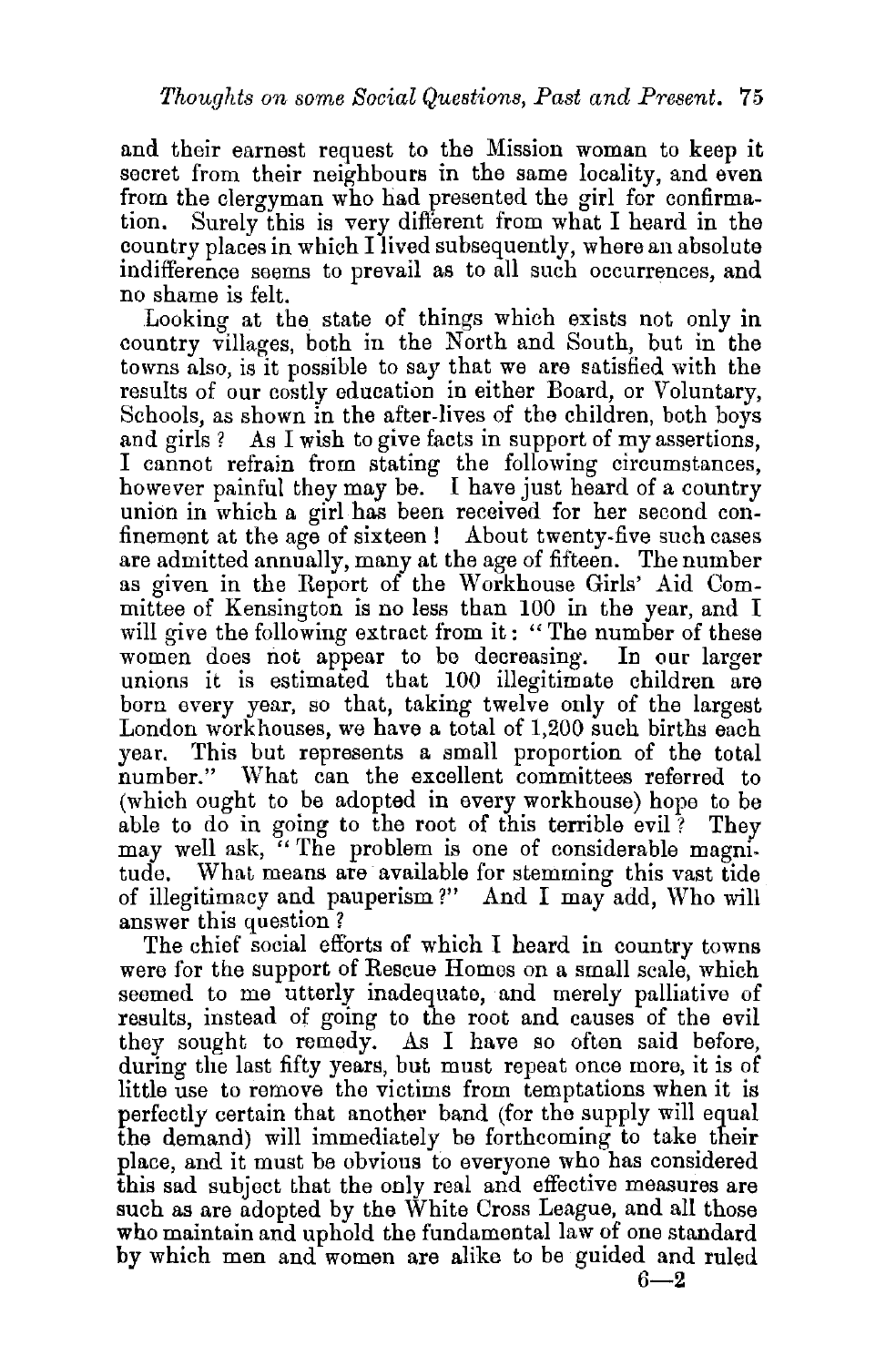and their earnest request to the Mission woman to keep it secret from their neighbours in the same locality, and even from the clergyman who had presented the girl for confirmation. Surely this is very different from what I heard in the country places in which I lived subsequently, where an absolute indifference seems to prevail as to all such occurrences, and no shame is felt.

Looking at the state of things which exists not only in country villages, both in the North and South, but in the towns also, is it possible to say that we are satisfied with the results of our costly education in either Board, or Voluntary, Schools, as shown in the after-lives of the children, both boys and girls? As I wish to give facts in support of my assertions, I cannot refrain from stating the following circumstances, however painful they may be. I have just heard of a country union in which a girl has been received for her second confinement at the age of sixteen! About twenty-five such cases are admitted annually, many at the age of fifteen. The number as given in the Report of the Workhouse Girls' Aid Committee of Kensington is no less than 100 in the year, and I will give the following extract from it: "The number of these women does not appear to be decreasing. In our larger unions it is estimated that 100 illegitimate children are born every year, so that, taking twelve only of the largest London workhouses, we have a total of 1,200 such births each year. This but represents a small proportion of the total number." What can the excellent committees referred to (which ought to be adopted in every workhouse) hope to be able to do in going to the root of this terrible evil? They may well ask, "The problem is one of considerable magnitude. What means are available for stemming this vast tide of illegitimacy and pauperism?" And I may add, Who will answer this question?

The chief social efforts of which I heard in country towns were for the support of Rescue Homes on a small scale, which seemed to me utterly inadequate, and merely palliative of results, instead of going to the root and causes of the evil they sought to remedy. As I have so often said before, during the last fifty years, but must repeat once more, it is of little use to remove the victims from temptations when it is perfectly certain that another band (for the supply will equal the demand) will immediately be forthcoming to take their place, and it must be obvious to everyone who has considered this sad subject that the only real and effective measures are such as are adopted by the White Cross League, and all those who maintain and uphold the fundamental law of one standard by which men and women are alike to be guided and ruled

6—2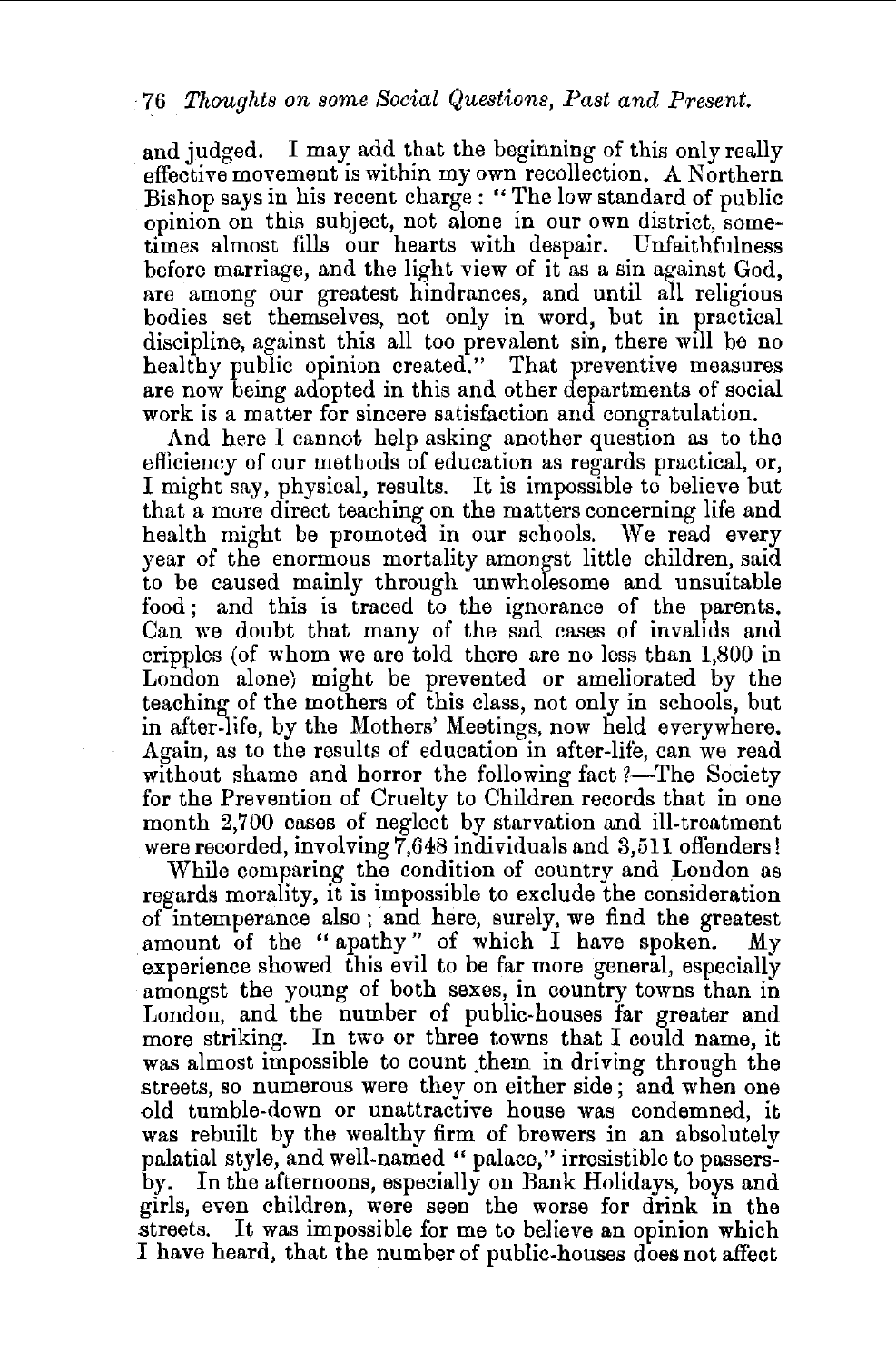and judged. I may add that the beginning of this only really effective movement is within my own recollection. A Northern Bishop says in his recent charge: "The low standard of public opinion on this subject, not alone in our own district, sometimes almost fills our hearts with despair. Unfaithfulness before marriage, and the light view of it as a sin against God, are among our greatest hindrances, and until all religious bodies set themselves, not only in word, but in practical discipline, against this all too prevalent sin, there will be no healthy public opinion created." That preventive measures are now being adopted in this and other departments of social work is a matter for sincere satisfaction and congratulation.

And here I cannot help asking another question as to the efficiency of our methods of education as regards practical, or, I might say, physical, results. It is impossible to believe but that a more direct teaching on the matters concerning life and health might be promoted in our schools. We read every year of the enormous mortality amongst little children, said to be caused mainly through unwholesome and unsuitable food; and this is traced to the ignorance of the parents. Can we doubt that many of the sad cases of invalids and cripples (of whom we are told there are no less than 1,800 in London alone) might be prevented or ameliorated by the teaching of the mothers of this class, not only in schools, but in after-life, by the Mothers' Meetings, now held everywhere. Again, as to the results of education in after-life, can we read without shame and horror the following fact?—The Society for the Prevention of Cruelty to Children records that in one month 2,700 cases of neglect by starvation and ill-treatment were recorded, involving 7,648 individuals and 3,511 offenders!

While comparing the condition of country and London as regards morality, it is impossible to exclude the consideration of intemperance also; and here, surely, we find the greatest amount of the "apathy" of which I have spoken. My experience showed this evil to be far more general, especially amongst the young of both sexes, in country towns than in London, and the number of public-houses far greater and more striking. In two or three towns that I could name, it was almost impossible to count them in driving through the streets, so numerous were they on either side; and when one old tumble-down or unattractive house was condemned, it was rebuilt by the wealthy firm of brewers in an absolutely palatial style, and well-named "palace," irresistible to passers-by. In the afternoons, especially on Bank Holidays, boys and girls, even children, were seen the worse for drink in the streets. It was impossible for me to believe an opinion which I have heard, that the number of public-houses does not affect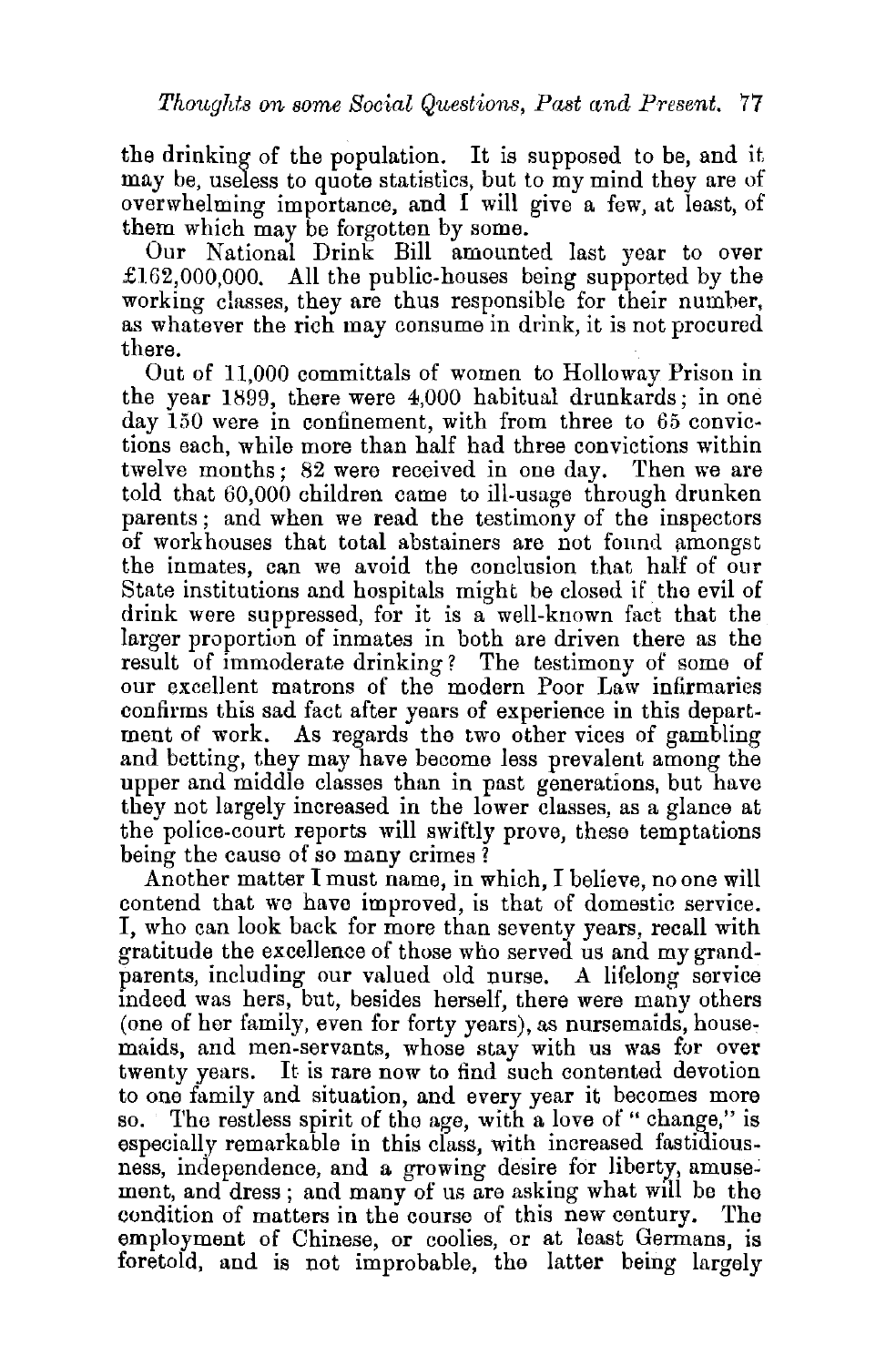the drinking of the population. It is supposed to be, and it may be, useless to quote statistics, but to my mind they are of overwhelming importance, and I will give a few, at least, of them which may be forgotten by some.

Our National Drink Bill amounted last year to over £162,000,000. All the public-houses being supported by the working classes, they are thus responsible for their number, as whatever the rich may consume in drink, it is not procured there.

Out of 11,000 committals of women to Holloway Prison in the year 1899, there were 4,000 habitual drunkards; in one day 150 were in confinement, with from three to 65 convictions each, while more than half had three convictions within twelve months; 82 were received in one day. Then we are told that 60,000 children came to ill-usage through drunken parents; and when we read the testimony of the inspectors of workhouses that total abstainers are not found amongst the inmates, can we avoid the conclusion that half of our State institutions and hospitals might be closed if the evil of drink were suppressed, for it is a well-known fact that the larger proportion of inmates in both are driven there as the result of immoderate drinking? The testimony of some of our excellent matrons of the modern Poor Law infirmaries confirms this sad fact after years of experience in this department of work. As regards the two other vices of gambling and betting, they may have become less prevalent among the upper and middle classes than in past generations, but have they not largely increased in the lower classes, as a glance at the police-court reports will swiftly prove, these temptations being the cause of so many crimes?

Another matter I must name, in which, I believe, no one will contend that we have improved, is that of domestic service. I, who can look back for more than seventy years, recall with gratitude the excellence of those who served us and my grandparents, including our valued old nurse. A lifelong service indeed was hers, but, besides herself, there were many others (one of her family, even for forty years), as nursemaids, housemaids, and men-servants, whose stay with us was for over twenty years. It is rare now to find such contented devotion to one family and situation, and every year it becomes more so. The restless spirit of the age, with a love of "change," is especially remarkable in this class, with increased fastidiousness, independence, and a growing desire for liberty, amusement, and dress; and many of us are asking what will be the condition of matters in the course of this new century. The employment of Chinese, or coolies, or at least Germans, is foretold, and is not improbable, the latter being largely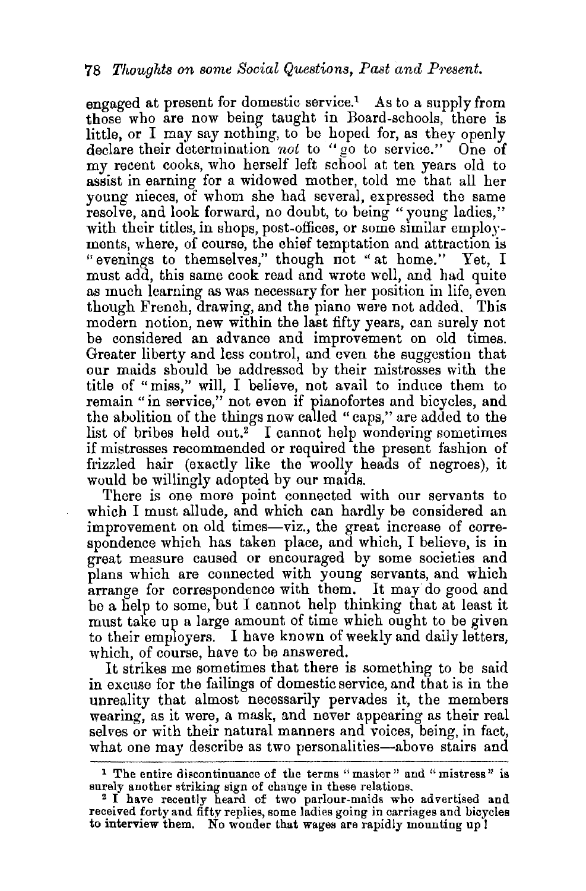engaged at present for domestic service.[1] As to a supply from those who are now being taught in Board-schools, there is little, or I may say nothing, to be hoped for, as they openly declare their determination *not* to "go to service." One of my recent cooks, who herself left school at ten years old to assist in earning for a widowed mother, told me that all her young nieces, of whom she had several, expressed the same resolve, and look forward, no doubt, to being "young ladies," with their titles, in shops, post-offices, or some similar employments, where, of course, the chief temptation and attraction is "evenings to themselves," though not "at home." Yet, I must add, this same cook read and wrote well, and had quite as much learning as was necessary for her position in life, even though French, drawing, and the piano were not added. This modern notion, new within the last fifty years, can surely not be considered an advance and improvement on old times. Greater liberty and less control, and even the suggestion that our maids should be addressed by their mistresses with the title of "miss," will, I believe, not avail to induce them to remain "in service," not even if pianofortes and bicycles, and the abolition of the things now called "caps," are added to the list of bribes held out.[2] I cannot help wondering sometimes if mistresses recommended or required the present fashion of frizzled hair (exactly like the woolly heads of negroes), it would be willingly adopted by our maids.

There is one more point connected with our servants to which I must allude, and which can hardly be considered an improvement on old times—viz., the great increase of correspondence which has taken place, and which, I believe, is in great measure caused or encouraged by some societies and plans which are connected with young servants, and which arrange for correspondence with them. It may do good and be a help to some, but I cannot help thinking that at least it must take up a large amount of time which ought to be given to their employers. I have known of weekly and daily letters, which, of course, have to be answered.

It strikes me sometimes that there is something to be said in excuse for the failings of domestic service, and that is in the unreality that almost necessarily pervades it, the members wearing, as it were, a mask, and never appearing as their real selves or with their natural manners and voices, being, in fact, what one may describe as two personalities—above stairs and

---

[1] The entire discontinuance of the terms "master" and "mistress" is surely another striking sign of change in these relations.

[2] I have recently heard of two parlour-maids who advertised and received forty and fifty replies, some ladies going in carriages and bicycles to interview them. No wonder that wages are rapidly mounting up!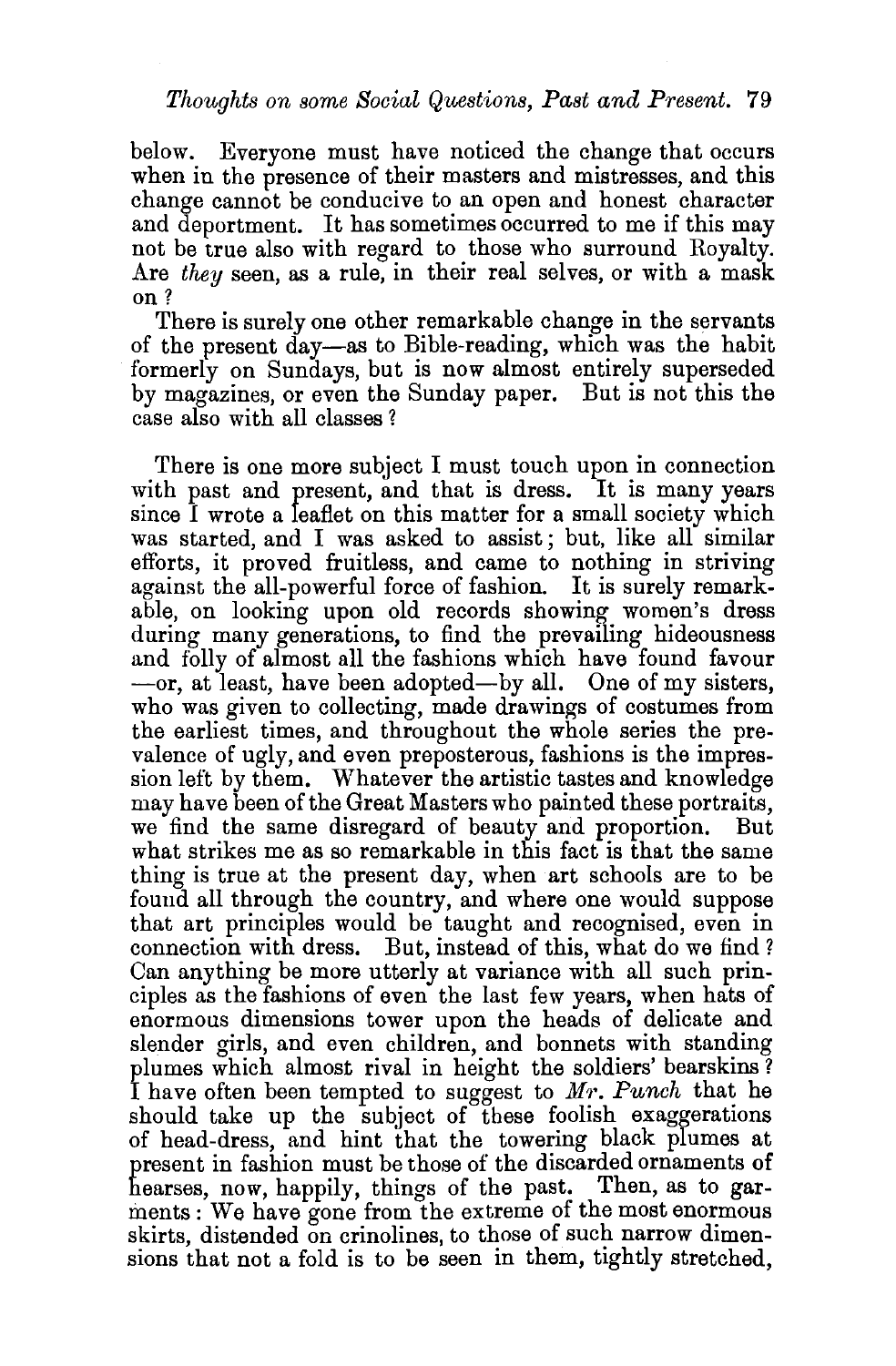below. Everyone must have noticed the change that occurs when in the presence of their masters and mistresses, and this change cannot be conducive to an open and honest character and deportment. It has sometimes occurred to me if this may not be true also with regard to those who surround Royalty. Are *they* seen, as a rule, in their real selves, or with a mask on?

There is surely one other remarkable change in the servants of the present day—as to Bible-reading, which was the habit formerly on Sundays, but is now almost entirely superseded by magazines, or even the Sunday paper. But is not this the case also with all classes?

There is one more subject I must touch upon in connection with past and present, and that is dress. It is many years since I wrote a leaflet on this matter for a small society which was started, and I was asked to assist; but, like all similar efforts, it proved fruitless, and came to nothing in striving against the all-powerful force of fashion. It is surely remarkable, on looking upon old records showing women's dress during many generations, to find the prevailing hideousness and folly of almost all the fashions which have found favour—or, at least, have been adopted—by all. One of my sisters, who was given to collecting, made drawings of costumes from the earliest times, and throughout the whole series the prevalence of ugly, and even preposterous, fashions is the impression left by them. Whatever the artistic tastes and knowledge may have been of the Great Masters who painted these portraits, we find the same disregard of beauty and proportion. But what strikes me as so remarkable in this fact is that the same thing is true at the present day, when art schools are to be found all through the country, and where one would suppose that art principles would be taught and recognised, even in connection with dress. But, instead of this, what do we find? Can anything be more utterly at variance with all such principles as the fashions of even the last few years, when hats of enormous dimensions tower upon the heads of delicate and slender girls, and even children, and bonnets with standing plumes which almost rival in height the soldiers' bearskins? I have often been tempted to suggest to *Mr. Punch* that he should take up the subject of these foolish exaggerations of head-dress, and hint that the towering black plumes at present in fashion must be those of the discarded ornaments of hearses, now, happily, things of the past. Then, as to garments: We have gone from the extreme of the most enormous skirts, distended on crinolines, to those of such narrow dimensions that not a fold is to be seen in them, tightly stretched,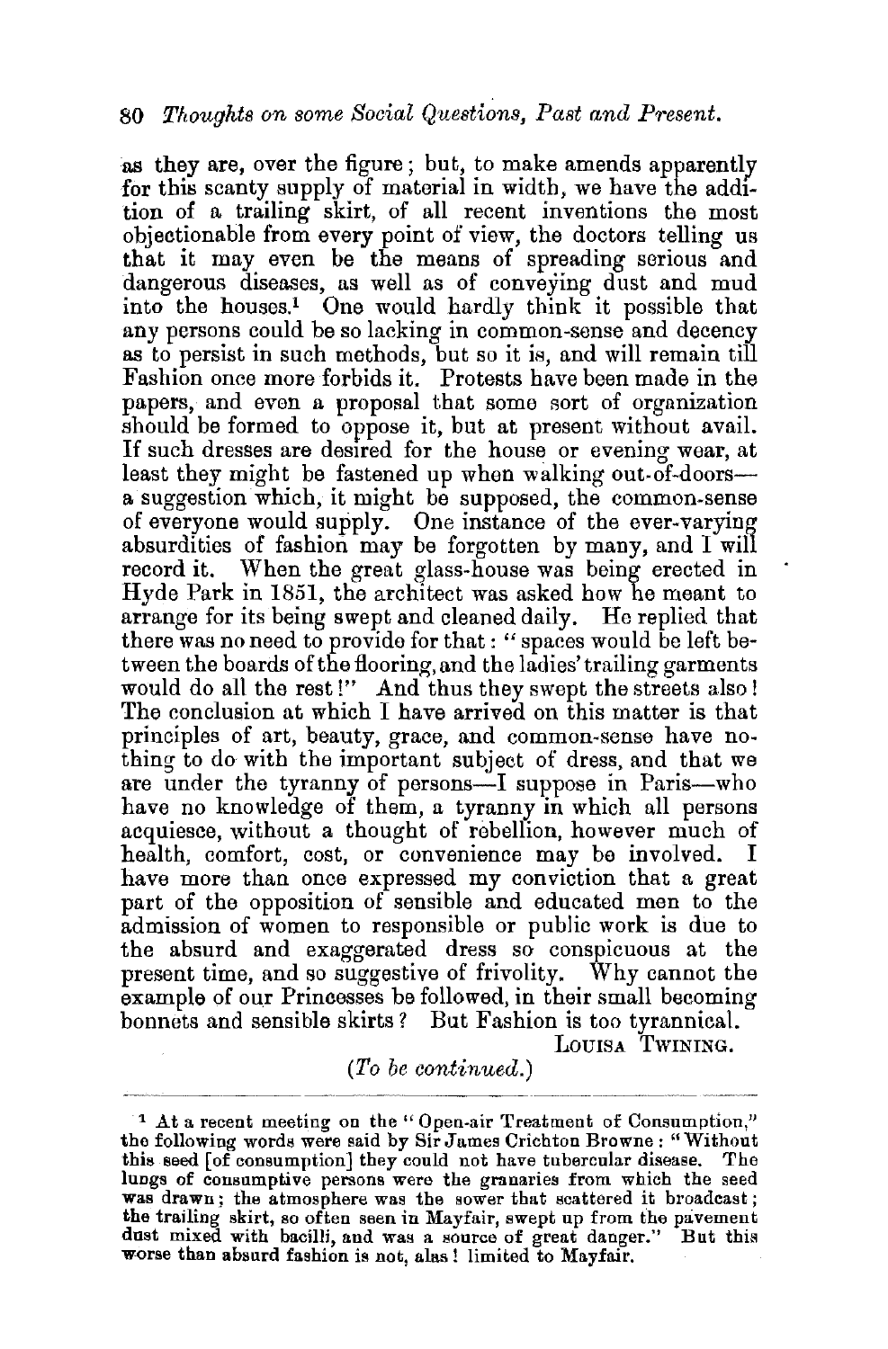as they are, over the figure; but, to make amends apparently for this scanty supply of material in width, we have the addition of a trailing skirt, of all recent inventions the most objectionable from every point of view, the doctors telling us that it may even be the means of spreading serious and dangerous diseases, as well as of conveying dust and mud into the houses.[1] One would hardly think it possible that any persons could be so lacking in common-sense and decency as to persist in such methods, but so it is, and will remain till Fashion once more forbids it. Protests have been made in the papers, and even a proposal that some sort of organization should be formed to oppose it, but at present without avail. If such dresses are desired for the house or evening wear, at least they might be fastened up when walking out-of-doors—a suggestion which, it might be supposed, the common-sense of everyone would supply. One instance of the ever-varying absurdities of fashion may be forgotten by many, and I will record it. When the great glass-house was being erected in Hyde Park in 1851, the architect was asked how he meant to arrange for its being swept and cleaned daily. He replied that there was no need to provide for that: "spaces would be left between the boards of the flooring, and the ladies' trailing garments would do all the rest!" And thus they swept the streets also! The conclusion at which I have arrived on this matter is that principles of art, beauty, grace, and common-sense have nothing to do with the important subject of dress, and that we are under the tyranny of persons—I suppose in Paris—who have no knowledge of them, a tyranny in which all persons acquiesce, without a thought of rebellion, however much of health, comfort, cost, or convenience may be involved. I have more than once expressed my conviction that a great part of the opposition of sensible and educated men to the admission of women to responsible or public work is due to the absurd and exaggerated dress so conspicuous at the present time, and so suggestive of frivolity. Why cannot the example of our Princesses be followed, in their small becoming bonnets and sensible skirts? But Fashion is too tyrannical.

LOUISA TWINING.

*(To be continued.)*

---

[1] At a recent meeting on the "Open-air Treatment of Consumption," the following words were said by Sir James Crichton Browne: "Without this seed [of consumption] they could not have tubercular disease. The lungs of consumptive persons were the granaries from which the seed was drawn; the atmosphere was the sower that scattered it broadcast; the trailing skirt, so often seen in Mayfair, swept up from the pavement dust mixed with bacilli, and was a source of great danger." But this worse than absurd fashion is not, alas! limited to Mayfair.